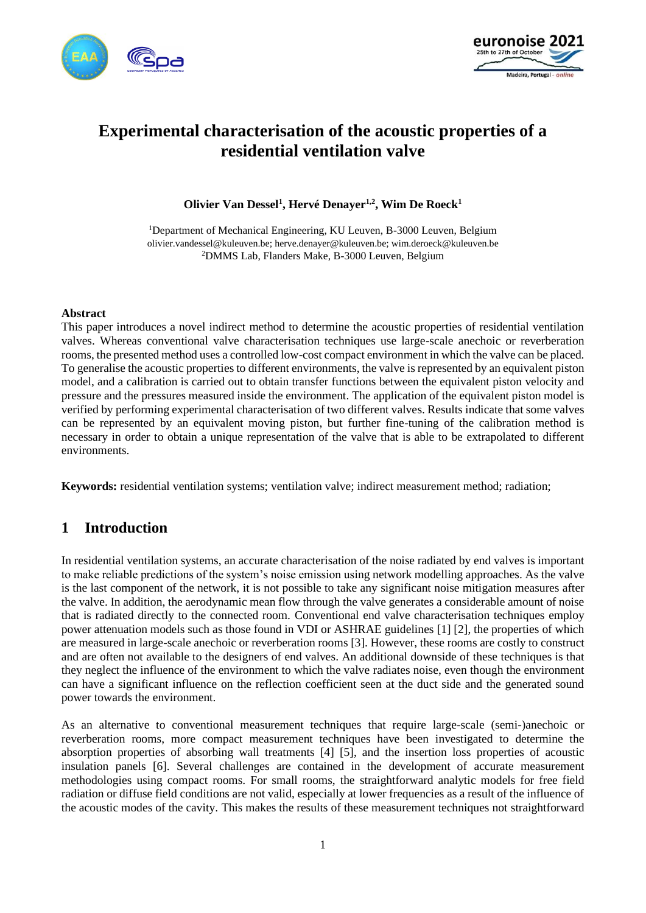# Experimental characterisation of the acoustic properties of a residential ventilation valve

**Olivier Van Dessel[1], Hervé Denayer[1,2], Wim De Roeck[1]**

[1]Department of Mechanical Engineering, KU Leuven, B-3000 Leuven, Belgium
olivier.vandessel@kuleuven.be; herve.denayer@kuleuven.be; wim.deroeck@kuleuven.be
[2]DMMS Lab, Flanders Make, B-3000 Leuven, Belgium

#### Abstract

This paper introduces a novel indirect method to determine the acoustic properties of residential ventilation valves. Whereas conventional valve characterisation techniques use large-scale anechoic or reverberation rooms, the presented method uses a controlled low-cost compact environment in which the valve can be placed. To generalise the acoustic properties to different environments, the valve is represented by an equivalent piston model, and a calibration is carried out to obtain transfer functions between the equivalent piston velocity and pressure and the pressures measured inside the environment. The application of the equivalent piston model is verified by performing experimental characterisation of two different valves. Results indicate that some valves can be represented by an equivalent moving piston, but further fine-tuning of the calibration method is necessary in order to obtain a unique representation of the valve that is able to be extrapolated to different environments.

**Keywords:** residential ventilation systems; ventilation valve; indirect measurement method; radiation;

## 1 Introduction

In residential ventilation systems, an accurate characterisation of the noise radiated by end valves is important to make reliable predictions of the system's noise emission using network modelling approaches. As the valve is the last component of the network, it is not possible to take any significant noise mitigation measures after the valve. In addition, the aerodynamic mean flow through the valve generates a considerable amount of noise that is radiated directly to the connected room. Conventional end valve characterisation techniques employ power attenuation models such as those found in VDI or ASHRAE guidelines [1] [2], the properties of which are measured in large-scale anechoic or reverberation rooms [3]. However, these rooms are costly to construct and are often not available to the designers of end valves. An additional downside of these techniques is that they neglect the influence of the environment to which the valve radiates noise, even though the environment can have a significant influence on the reflection coefficient seen at the duct side and the generated sound power towards the environment.

As an alternative to conventional measurement techniques that require large-scale (semi-)anechoic or reverberation rooms, more compact measurement techniques have been investigated to determine the absorption properties of absorbing wall treatments [4] [5], and the insertion loss properties of acoustic insulation panels [6]. Several challenges are contained in the development of accurate measurement methodologies using compact rooms. For small rooms, the straightforward analytic models for free field radiation or diffuse field conditions are not valid, especially at lower frequencies as a result of the influence of the acoustic modes of the cavity. This makes the results of these measurement techniques not straightforward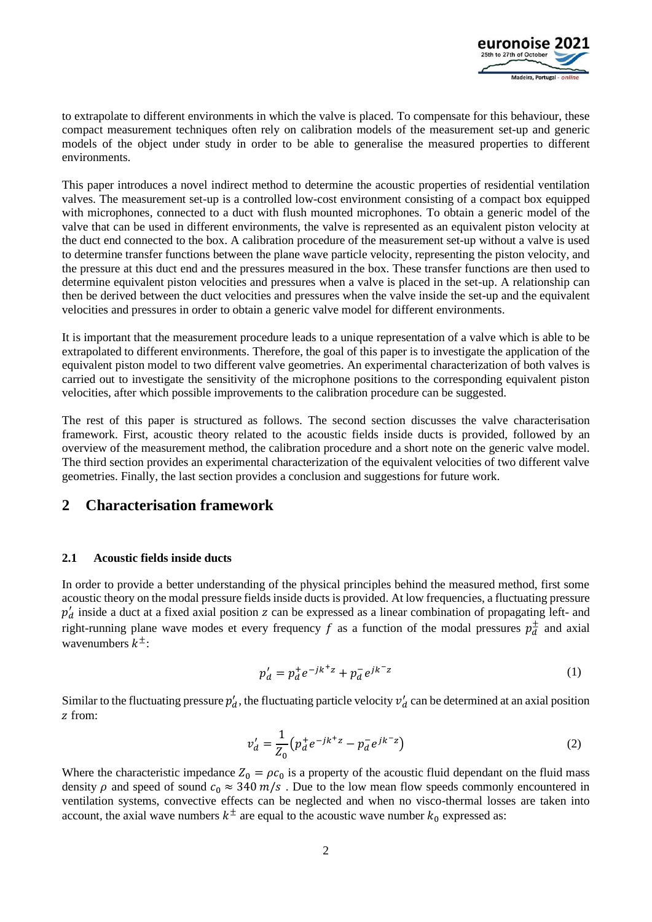to extrapolate to different environments in which the valve is placed. To compensate for this behaviour, these compact measurement techniques often rely on calibration models of the measurement set-up and generic models of the object under study in order to be able to generalise the measured properties to different environments.

This paper introduces a novel indirect method to determine the acoustic properties of residential ventilation valves. The measurement set-up is a controlled low-cost environment consisting of a compact box equipped with microphones, connected to a duct with flush mounted microphones. To obtain a generic model of the valve that can be used in different environments, the valve is represented as an equivalent piston velocity at the duct end connected to the box. A calibration procedure of the measurement set-up without a valve is used to determine transfer functions between the plane wave particle velocity, representing the piston velocity, and the pressure at this duct end and the pressures measured in the box. These transfer functions are then used to determine equivalent piston velocities and pressures when a valve is placed in the set-up. A relationship can then be derived between the duct velocities and pressures when the valve inside the set-up and the equivalent velocities and pressures in order to obtain a generic valve model for different environments.

It is important that the measurement procedure leads to a unique representation of a valve which is able to be extrapolated to different environments. Therefore, the goal of this paper is to investigate the application of the equivalent piston model to two different valve geometries. An experimental characterization of both valves is carried out to investigate the sensitivity of the microphone positions to the corresponding equivalent piston velocities, after which possible improvements to the calibration procedure can be suggested.

The rest of this paper is structured as follows. The second section discusses the valve characterisation framework. First, acoustic theory related to the acoustic fields inside ducts is provided, followed by an overview of the measurement method, the calibration procedure and a short note on the generic valve model. The third section provides an experimental characterization of the equivalent velocities of two different valve geometries. Finally, the last section provides a conclusion and suggestions for future work.

## 2 Characterisation framework

### 2.1 Acoustic fields inside ducts

In order to provide a better understanding of the physical principles behind the measured method, first some acoustic theory on the modal pressure fields inside ducts is provided. At low frequencies, a fluctuating pressure $p'_d$ inside a duct at a fixed axial position $z$ can be expressed as a linear combination of propagating left- and right-running plane wave modes et every frequency $f$ as a function of the modal pressures $p_d^{\pm}$ and axial wavenumbers $k^{\pm}$:

$$p'_d = p_d^{+} e^{-jk^{+}z} + p_d^{-} e^{jk^{-}z} \tag{1}$$

Similar to the fluctuating pressure $p'_d$, the fluctuating particle velocity $v'_d$ can be determined at an axial position $z$ from:

$$v'_d = \frac{1}{Z_0}\left(p_d^{+} e^{-jk^{+}z} - p_d^{-} e^{jk^{-}z}\right) \tag{2}$$

Where the characteristic impedance $Z_0 = \rho c_0$ is a property of the acoustic fluid dependant on the fluid mass density $\rho$ and speed of sound $c_0 \approx 340\ m/s$ . Due to the low mean flow speeds commonly encountered in ventilation systems, convective effects can be neglected and when no visco-thermal losses are taken into account, the axial wave numbers $k^{\pm}$ are equal to the acoustic wave number $k_0$ expressed as: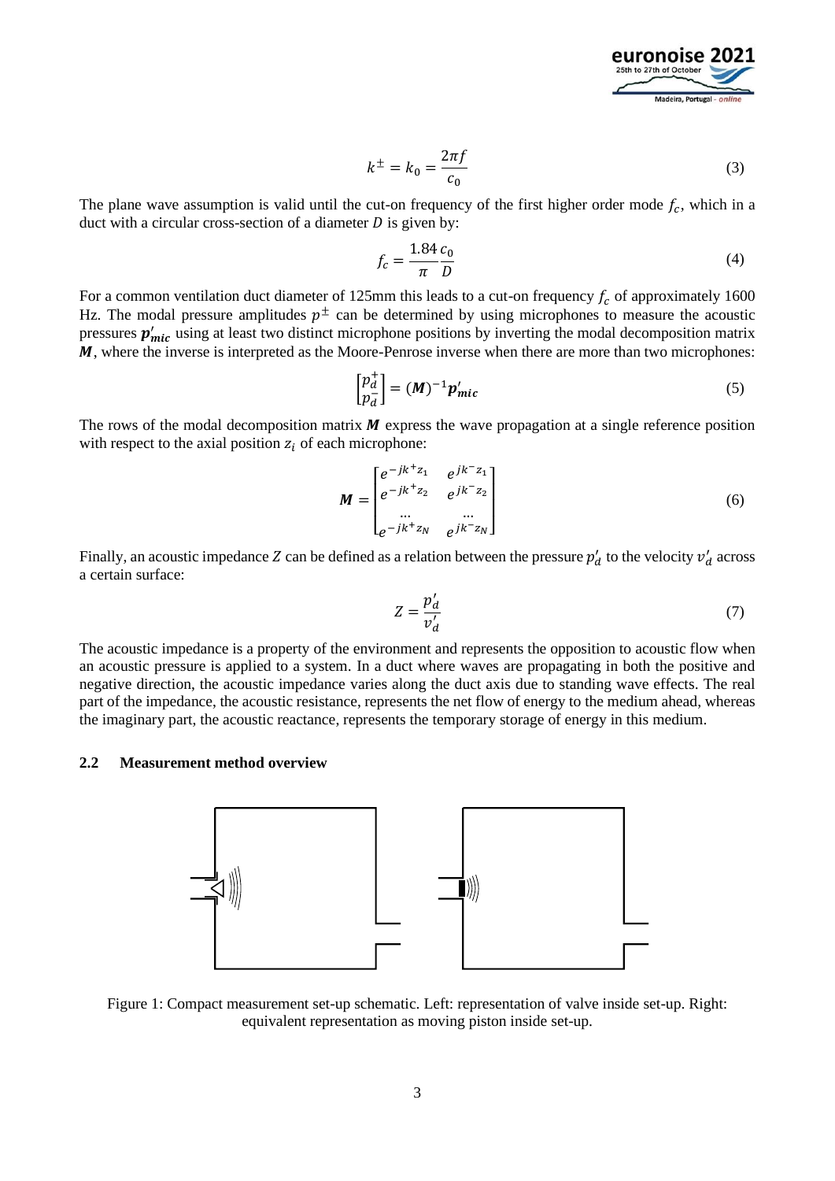$$k^{\pm} = k_0 = \frac{2\pi f}{c_0} \tag{3}$$

The plane wave assumption is valid until the cut-on frequency of the first higher order mode $f_c$, which in a duct with a circular cross-section of a diameter $D$ is given by:

$$f_c = \frac{1.84}{\pi}\frac{c_0}{D} \tag{4}$$

For a common ventilation duct diameter of 125mm this leads to a cut-on frequency $f_c$ of approximately 1600 Hz. The modal pressure amplitudes $p^{\pm}$ can be determined by using microphones to measure the acoustic pressures $\boldsymbol{p}'_{mic}$ using at least two distinct microphone positions by inverting the modal decomposition matrix $\boldsymbol{M}$, where the inverse is interpreted as the Moore-Penrose inverse when there are more than two microphones:

$$\begin{bmatrix} p_d^+ \\ p_d^- \end{bmatrix} = (\boldsymbol{M})^{-1}\boldsymbol{p}'_{mic} \tag{5}$$

The rows of the modal decomposition matrix $\boldsymbol{M}$ express the wave propagation at a single reference position with respect to the axial position $z_i$ of each microphone:

$$\boldsymbol{M} = \begin{bmatrix} e^{-jk^+z_1} & e^{jk^-z_1} \\ e^{-jk^+z_2} & e^{jk^-z_2} \\ \dots & \dots \\ e^{-jk^+z_N} & e^{jk^-z_N} \end{bmatrix} \tag{6}$$

Finally, an acoustic impedance $Z$ can be defined as a relation between the pressure $p'_d$ to the velocity $v'_d$ across a certain surface:

$$Z = \frac{p'_d}{v'_d} \tag{7}$$

The acoustic impedance is a property of the environment and represents the opposition to acoustic flow when an acoustic pressure is applied to a system. In a duct where waves are propagating in both the positive and negative direction, the acoustic impedance varies along the duct axis due to standing wave effects. The real part of the impedance, the acoustic resistance, represents the net flow of energy to the medium ahead, whereas the imaginary part, the acoustic reactance, represents the temporary storage of energy in this medium.

### 2.2 Measurement method overview

Figure 1: Compact measurement set-up schematic. Left: representation of valve inside set-up. Right: equivalent representation as moving piston inside set-up.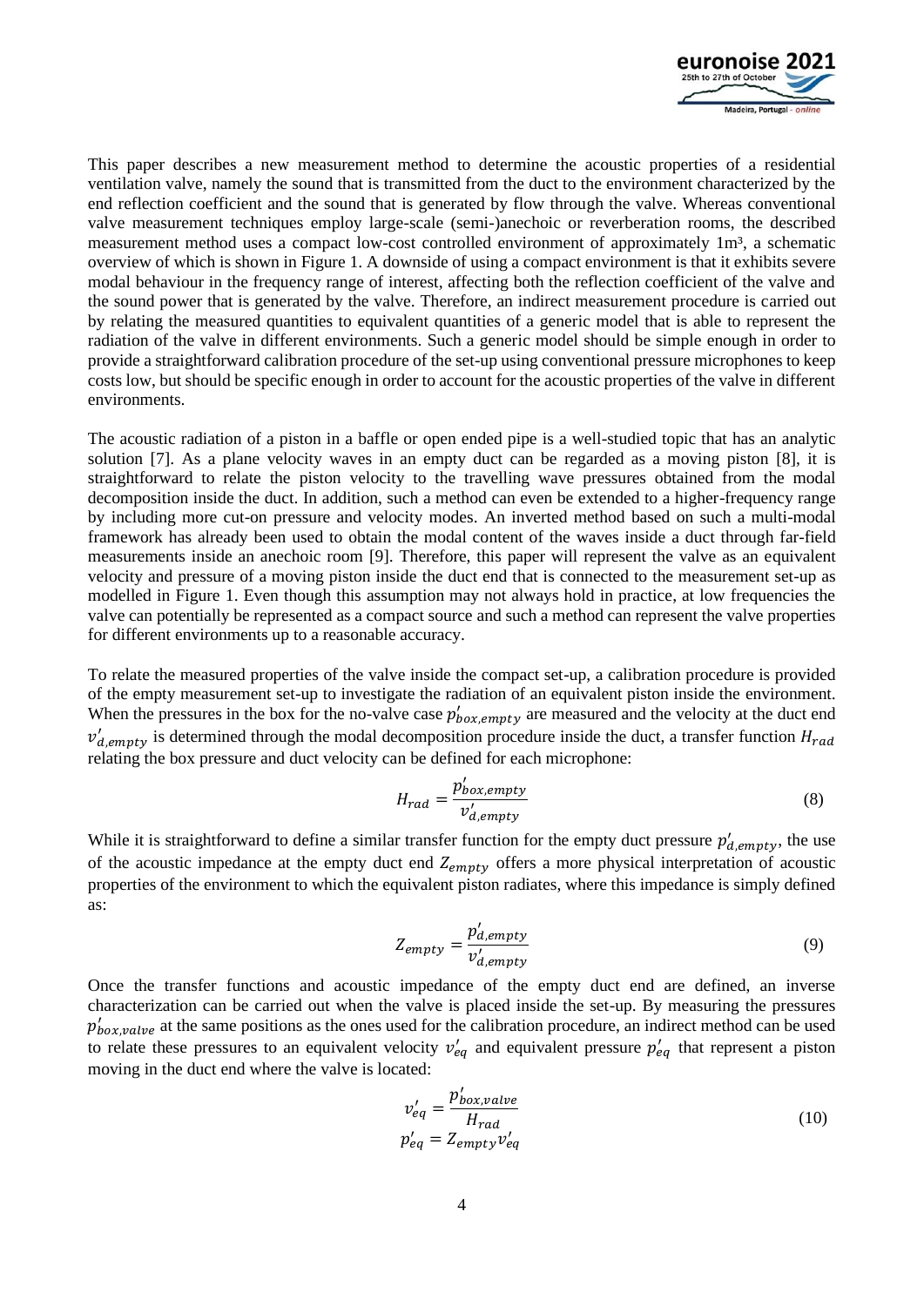This paper describes a new measurement method to determine the acoustic properties of a residential ventilation valve, namely the sound that is transmitted from the duct to the environment characterized by the end reflection coefficient and the sound that is generated by flow through the valve. Whereas conventional valve measurement techniques employ large-scale (semi-)anechoic or reverberation rooms, the described measurement method uses a compact low-cost controlled environment of approximately 1m³, a schematic overview of which is shown in Figure 1. A downside of using a compact environment is that it exhibits severe modal behaviour in the frequency range of interest, affecting both the reflection coefficient of the valve and the sound power that is generated by the valve. Therefore, an indirect measurement procedure is carried out by relating the measured quantities to equivalent quantities of a generic model that is able to represent the radiation of the valve in different environments. Such a generic model should be simple enough in order to provide a straightforward calibration procedure of the set-up using conventional pressure microphones to keep costs low, but should be specific enough in order to account for the acoustic properties of the valve in different environments.

The acoustic radiation of a piston in a baffle or open ended pipe is a well-studied topic that has an analytic solution [7]. As a plane velocity waves in an empty duct can be regarded as a moving piston [8], it is straightforward to relate the piston velocity to the travelling wave pressures obtained from the modal decomposition inside the duct. In addition, such a method can even be extended to a higher-frequency range by including more cut-on pressure and velocity modes. An inverted method based on such a multi-modal framework has already been used to obtain the modal content of the waves inside a duct through far-field measurements inside an anechoic room [9]. Therefore, this paper will represent the valve as an equivalent velocity and pressure of a moving piston inside the duct end that is connected to the measurement set-up as modelled in Figure 1. Even though this assumption may not always hold in practice, at low frequencies the valve can potentially be represented as a compact source and such a method can represent the valve properties for different environments up to a reasonable accuracy.

To relate the measured properties of the valve inside the compact set-up, a calibration procedure is provided of the empty measurement set-up to investigate the radiation of an equivalent piston inside the environment. When the pressures in the box for the no-valve case $p'_{box,empty}$ are measured and the velocity at the duct end $v'_{d,empty}$ is determined through the modal decomposition procedure inside the duct, a transfer function $H_{rad}$ relating the box pressure and duct velocity can be defined for each microphone:

$$H_{rad} = \frac{p'_{box,empty}}{v'_{d,empty}} \tag{8}$$

While it is straightforward to define a similar transfer function for the empty duct pressure $p'_{d,empty}$, the use of the acoustic impedance at the empty duct end $Z_{empty}$ offers a more physical interpretation of acoustic properties of the environment to which the equivalent piston radiates, where this impedance is simply defined as:

$$Z_{empty} = \frac{p'_{d,empty}}{v'_{d,empty}} \tag{9}$$

Once the transfer functions and acoustic impedance of the empty duct end are defined, an inverse characterization can be carried out when the valve is placed inside the set-up. By measuring the pressures $p'_{box,valve}$ at the same positions as the ones used for the calibration procedure, an indirect method can be used to relate these pressures to an equivalent velocity $v'_{eq}$ and equivalent pressure $p'_{eq}$ that represent a piston moving in the duct end where the valve is located:

$$\begin{aligned} v'_{eq} &= \frac{p'_{box,valve}}{H_{rad}} \\ p'_{eq} &= Z_{empty} v'_{eq} \end{aligned} \tag{10}$$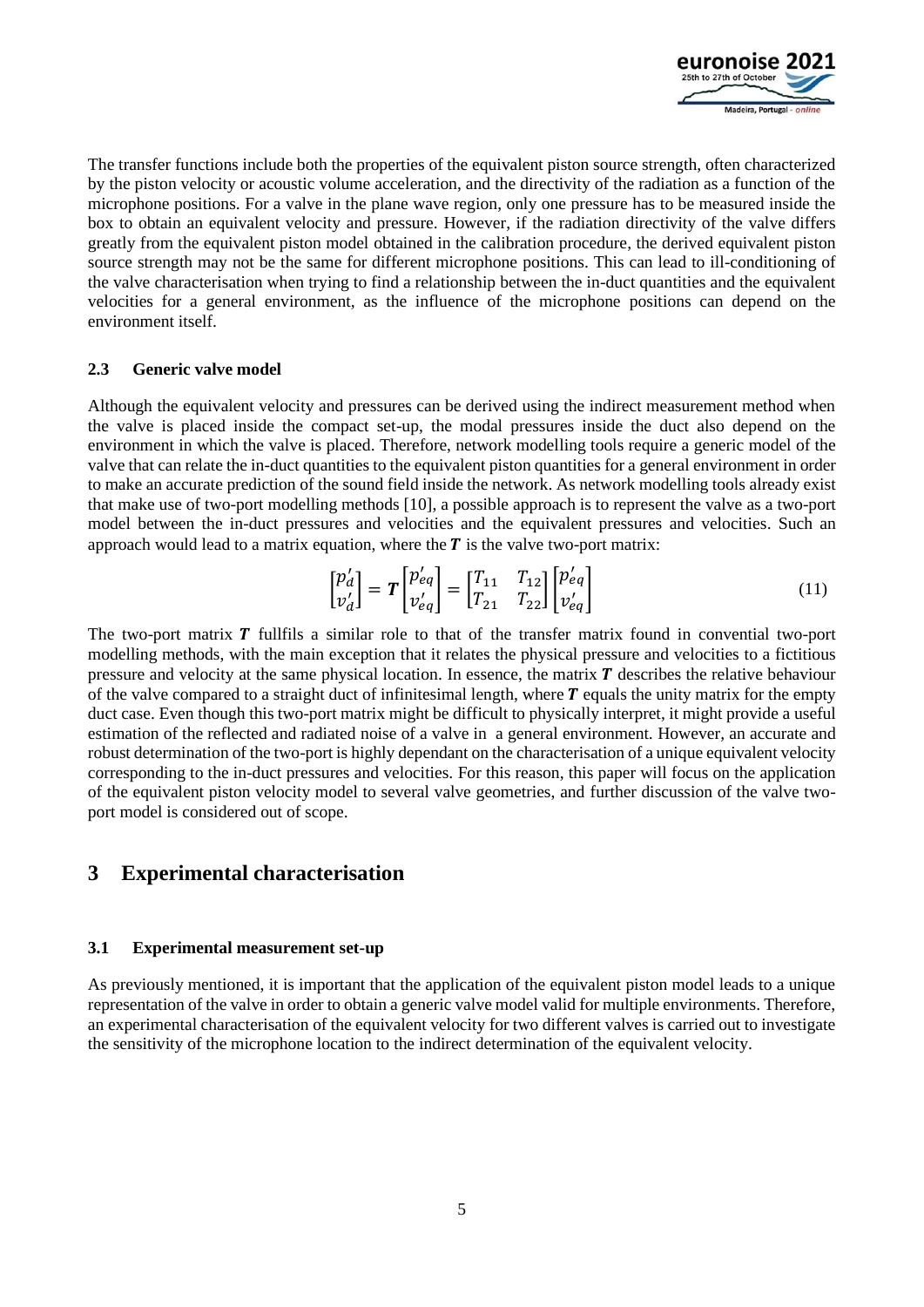The transfer functions include both the properties of the equivalent piston source strength, often characterized by the piston velocity or acoustic volume acceleration, and the directivity of the radiation as a function of the microphone positions. For a valve in the plane wave region, only one pressure has to be measured inside the box to obtain an equivalent velocity and pressure. However, if the radiation directivity of the valve differs greatly from the equivalent piston model obtained in the calibration procedure, the derived equivalent piston source strength may not be the same for different microphone positions. This can lead to ill-conditioning of the valve characterisation when trying to find a relationship between the in-duct quantities and the equivalent velocities for a general environment, as the influence of the microphone positions can depend on the environment itself.

### 2.3 Generic valve model

Although the equivalent velocity and pressures can be derived using the indirect measurement method when the valve is placed inside the compact set-up, the modal pressures inside the duct also depend on the environment in which the valve is placed. Therefore, network modelling tools require a generic model of the valve that can relate the in-duct quantities to the equivalent piston quantities for a general environment in order to make an accurate prediction of the sound field inside the network. As network modelling tools already exist that make use of two-port modelling methods [10], a possible approach is to represent the valve as a two-port model between the in-duct pressures and velocities and the equivalent pressures and velocities. Such an approach would lead to a matrix equation, where the $\boldsymbol{T}$ is the valve two-port matrix:

$$\begin{bmatrix} p'_d \\ v'_d \end{bmatrix} = \boldsymbol{T} \begin{bmatrix} p'_{eq} \\ v'_{eq} \end{bmatrix} = \begin{bmatrix} T_{11} & T_{12} \\ T_{21} & T_{22} \end{bmatrix} \begin{bmatrix} p'_{eq} \\ v'_{eq} \end{bmatrix} \tag{11}$$

The two-port matrix $\boldsymbol{T}$ fullfils a similar role to that of the transfer matrix found in convential two-port modelling methods, with the main exception that it relates the physical pressure and velocities to a fictitious pressure and velocity at the same physical location. In essence, the matrix $\boldsymbol{T}$ describes the relative behaviour of the valve compared to a straight duct of infinitesimal length, where $\boldsymbol{T}$ equals the unity matrix for the empty duct case. Even though this two-port matrix might be difficult to physically interpret, it might provide a useful estimation of the reflected and radiated noise of a valve in a general environment. However, an accurate and robust determination of the two-port is highly dependant on the characterisation of a unique equivalent velocity corresponding to the in-duct pressures and velocities. For this reason, this paper will focus on the application of the equivalent piston velocity model to several valve geometries, and further discussion of the valve two-port model is considered out of scope.

## 3 Experimental characterisation

### 3.1 Experimental measurement set-up

As previously mentioned, it is important that the application of the equivalent piston model leads to a unique representation of the valve in order to obtain a generic valve model valid for multiple environments. Therefore, an experimental characterisation of the equivalent velocity for two different valves is carried out to investigate the sensitivity of the microphone location to the indirect determination of the equivalent velocity.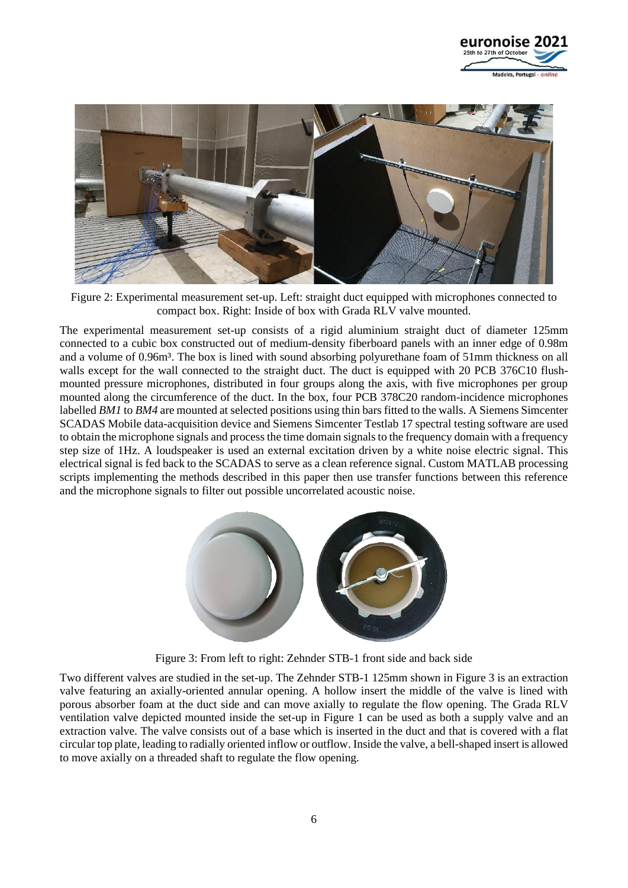Figure 2: Experimental measurement set-up. Left: straight duct equipped with microphones connected to compact box. Right: Inside of box with Grada RLV valve mounted.

The experimental measurement set-up consists of a rigid aluminium straight duct of diameter 125mm connected to a cubic box constructed out of medium-density fiberboard panels with an inner edge of 0.98m and a volume of 0.96m³. The box is lined with sound absorbing polyurethane foam of 51mm thickness on all walls except for the wall connected to the straight duct. The duct is equipped with 20 PCB 376C10 flush-mounted pressure microphones, distributed in four groups along the axis, with five microphones per group mounted along the circumference of the duct. In the box, four PCB 378C20 random-incidence microphones labelled *BM1* to *BM4* are mounted at selected positions using thin bars fitted to the walls. A Siemens Simcenter SCADAS Mobile data-acquisition device and Siemens Simcenter Testlab 17 spectral testing software are used to obtain the microphone signals and process the time domain signals to the frequency domain with a frequency step size of 1Hz. A loudspeaker is used an external excitation driven by a white noise electric signal. This electrical signal is fed back to the SCADAS to serve as a clean reference signal. Custom MATLAB processing scripts implementing the methods described in this paper then use transfer functions between this reference and the microphone signals to filter out possible uncorrelated acoustic noise.

Figure 3: From left to right: Zehnder STB-1 front side and back side

Two different valves are studied in the set-up. The Zehnder STB-1 125mm shown in Figure 3 is an extraction valve featuring an axially-oriented annular opening. A hollow insert the middle of the valve is lined with porous absorber foam at the duct side and can move axially to regulate the flow opening. The Grada RLV ventilation valve depicted mounted inside the set-up in Figure 1 can be used as both a supply valve and an extraction valve. The valve consists out of a base which is inserted in the duct and that is covered with a flat circular top plate, leading to radially oriented inflow or outflow. Inside the valve, a bell-shaped insert is allowed to move axially on a threaded shaft to regulate the flow opening.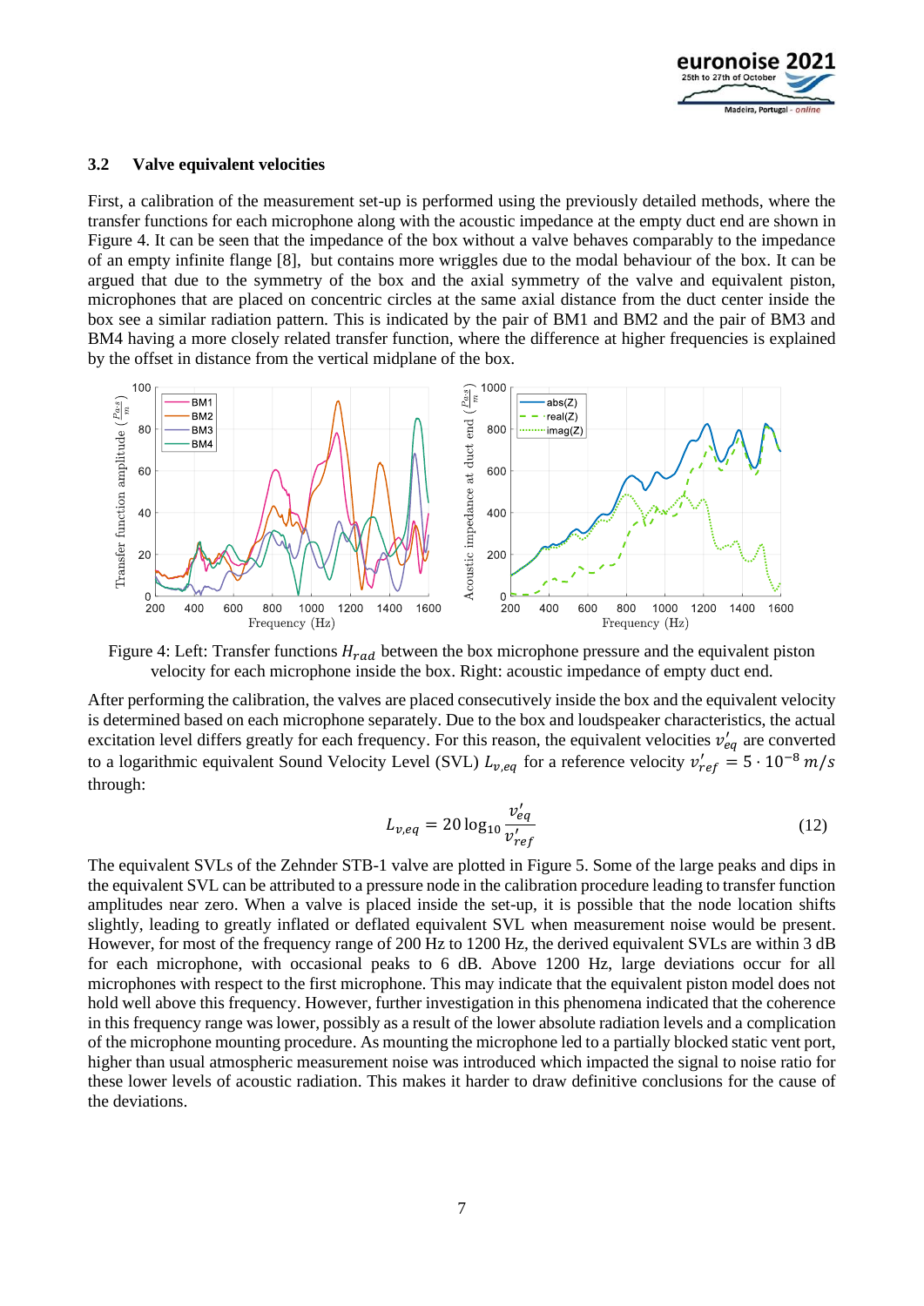### 3.2 Valve equivalent velocities

First, a calibration of the measurement set-up is performed using the previously detailed methods, where the transfer functions for each microphone along with the acoustic impedance at the empty duct end are shown in Figure 4. It can be seen that the impedance of the box without a valve behaves comparably to the impedance of an empty infinite flange [8], but contains more wriggles due to the modal behaviour of the box. It can be argued that due to the symmetry of the box and the axial symmetry of the valve and equivalent piston, microphones that are placed on concentric circles at the same axial distance from the duct center inside the box see a similar radiation pattern. This is indicated by the pair of BM1 and BM2 and the pair of BM3 and BM4 having a more closely related transfer function, where the difference at higher frequencies is explained by the offset in distance from the vertical midplane of the box.

Transfer function amplitude ($\frac{Pa\cdot s}{m}$)
100
80
60
40
20
0
BM1
BM2
BM3
BM4
200 400 600 800 1000 1200 1400 1600
Frequency (Hz)

Acoustic impedance at duct end ($\frac{Pa\cdot s}{m}$)
1000
800
600
400
200
0
abs(Z)
real(Z)
imag(Z)
200 400 600 800 1000 1200 1400 1600
Frequency (Hz)

Figure 4: Left: Transfer functions $H_{rad}$ between the box microphone pressure and the equivalent piston velocity for each microphone inside the box. Right: acoustic impedance of empty duct end.

After performing the calibration, the valves are placed consecutively inside the box and the equivalent velocity is determined based on each microphone separately. Due to the box and loudspeaker characteristics, the actual excitation level differs greatly for each frequency. For this reason, the equivalent velocities $v'_{eq}$ are converted to a logarithmic equivalent Sound Velocity Level (SVL) $L_{v,eq}$ for a reference velocity $v'_{ref} = 5 \cdot 10^{-8}\ m/s$ through:

$$L_{v,eq} = 20 \log_{10} \frac{v'_{eq}}{v'_{ref}} \tag{12}$$

The equivalent SVLs of the Zehnder STB-1 valve are plotted in Figure 5. Some of the large peaks and dips in the equivalent SVL can be attributed to a pressure node in the calibration procedure leading to transfer function amplitudes near zero. When a valve is placed inside the set-up, it is possible that the node location shifts slightly, leading to greatly inflated or deflated equivalent SVL when measurement noise would be present. However, for most of the frequency range of 200 Hz to 1200 Hz, the derived equivalent SVLs are within 3 dB for each microphone, with occasional peaks to 6 dB. Above 1200 Hz, large deviations occur for all microphones with respect to the first microphone. This may indicate that the equivalent piston model does not hold well above this frequency. However, further investigation in this phenomena indicated that the coherence in this frequency range was lower, possibly as a result of the lower absolute radiation levels and a complication of the microphone mounting procedure. As mounting the microphone led to a partially blocked static vent port, higher than usual atmospheric measurement noise was introduced which impacted the signal to noise ratio for these lower levels of acoustic radiation. This makes it harder to draw definitive conclusions for the cause of the deviations.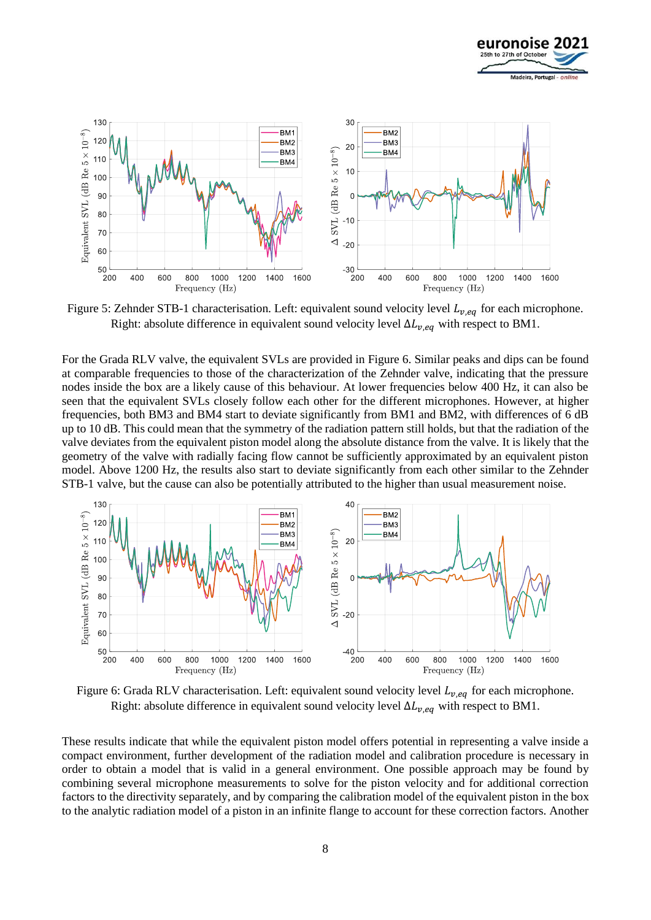130
120
110
100
90
80
70
60
50
200 400 600 800 1000 1200 1400 1600
Frequency (Hz)
Equivalent SVL (dB Re $5 \times 10^{-8}$)
BM1
BM2
BM3
BM4

30
20
10
0
-10
-20
-30
200 400 600 800 1000 1200 1400 1600
Frequency (Hz)
Δ SVL (dB Re $5 \times 10^{-8}$)
BM2
BM3
BM4

Figure 5: Zehnder STB-1 characterisation. Left: equivalent sound velocity level $L_{v,eq}$ for each microphone. Right: absolute difference in equivalent sound velocity level $\Delta L_{v,eq}$ with respect to BM1.

For the Grada RLV valve, the equivalent SVLs are provided in Figure 6. Similar peaks and dips can be found at comparable frequencies to those of the characterization of the Zehnder valve, indicating that the pressure nodes inside the box are a likely cause of this behaviour. At lower frequencies below 400 Hz, it can also be seen that the equivalent SVLs closely follow each other for the different microphones. However, at higher frequencies, both BM3 and BM4 start to deviate significantly from BM1 and BM2, with differences of 6 dB up to 10 dB. This could mean that the symmetry of the radiation pattern still holds, but that the radiation of the valve deviates from the equivalent piston model along the absolute distance from the valve. It is likely that the geometry of the valve with radially facing flow cannot be sufficiently approximated by an equivalent piston model. Above 1200 Hz, the results also start to deviate significantly from each other similar to the Zehnder STB-1 valve, but the cause can also be potentially attributed to the higher than usual measurement noise.

130
120
110
100
90
80
70
60
50
200 400 600 800 1000 1200 1400 1600
Frequency (Hz)
Equivalent SVL (dB Re $5 \times 10^{-8}$)
BM1
BM2
BM3
BM4

40
20
0
-20
-40
200 400 600 800 1000 1200 1400 1600
Frequency (Hz)
Δ SVL (dB Re $5 \times 10^{-8}$)
BM2
BM3
BM4

Figure 6: Grada RLV characterisation. Left: equivalent sound velocity level $L_{v,eq}$ for each microphone. Right: absolute difference in equivalent sound velocity level $\Delta L_{v,eq}$ with respect to BM1.

These results indicate that while the equivalent piston model offers potential in representing a valve inside a compact environment, further development of the radiation model and calibration procedure is necessary in order to obtain a model that is valid in a general environment. One possible approach may be found by combining several microphone measurements to solve for the piston velocity and for additional correction factors to the directivity separately, and by comparing the calibration model of the equivalent piston in the box to the analytic radiation model of a piston in an infinite flange to account for these correction factors. Another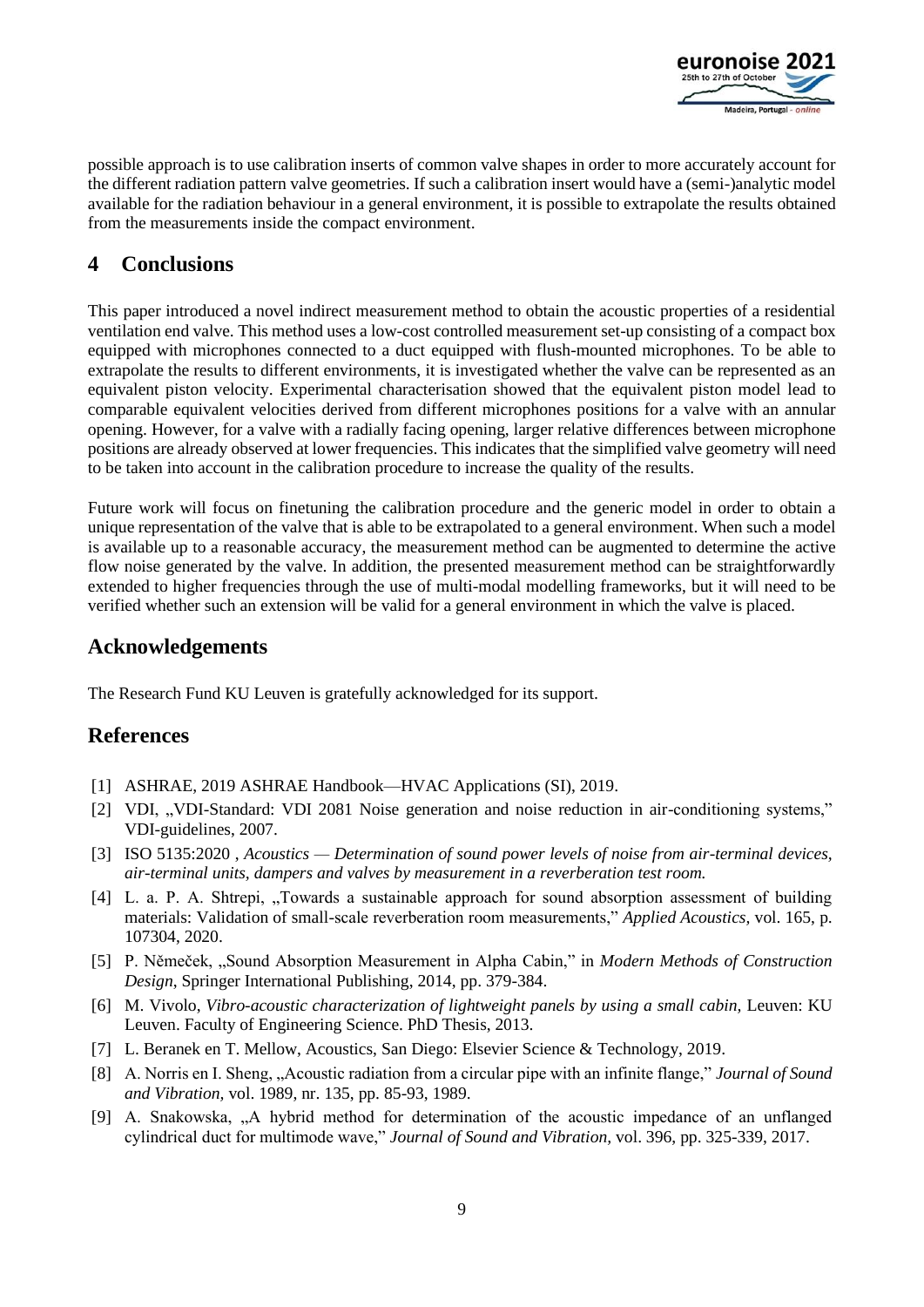possible approach is to use calibration inserts of common valve shapes in order to more accurately account for the different radiation pattern valve geometries. If such a calibration insert would have a (semi-)analytic model available for the radiation behaviour in a general environment, it is possible to extrapolate the results obtained from the measurements inside the compact environment.

## 4 Conclusions

This paper introduced a novel indirect measurement method to obtain the acoustic properties of a residential ventilation end valve. This method uses a low-cost controlled measurement set-up consisting of a compact box equipped with microphones connected to a duct equipped with flush-mounted microphones. To be able to extrapolate the results to different environments, it is investigated whether the valve can be represented as an equivalent piston velocity. Experimental characterisation showed that the equivalent piston model lead to comparable equivalent velocities derived from different microphones positions for a valve with an annular opening. However, for a valve with a radially facing opening, larger relative differences between microphone positions are already observed at lower frequencies. This indicates that the simplified valve geometry will need to be taken into account in the calibration procedure to increase the quality of the results.

Future work will focus on finetuning the calibration procedure and the generic model in order to obtain a unique representation of the valve that is able to be extrapolated to a general environment. When such a model is available up to a reasonable accuracy, the measurement method can be augmented to determine the active flow noise generated by the valve. In addition, the presented measurement method can be straightforwardly extended to higher frequencies through the use of multi-modal modelling frameworks, but it will need to be verified whether such an extension will be valid for a general environment in which the valve is placed.

## Acknowledgements

The Research Fund KU Leuven is gratefully acknowledged for its support.

## References

[1] ASHRAE, 2019 ASHRAE Handbook—HVAC Applications (SI), 2019.

[2] VDI, „VDI-Standard: VDI 2081 Noise generation and noise reduction in air-conditioning systems," VDI-guidelines, 2007.

[3] ISO 5135:2020 , *Acoustics — Determination of sound power levels of noise from air-terminal devices, air-terminal units, dampers and valves by measurement in a reverberation test room.*

[4] L. a. P. A. Shtrepi, „Towards a sustainable approach for sound absorption assessment of building materials: Validation of small-scale reverberation room measurements," *Applied Acoustics,* vol. 165, p. 107304, 2020.

[5] P. Němeček, „Sound Absorption Measurement in Alpha Cabin," in *Modern Methods of Construction Design*, Springer International Publishing, 2014, pp. 379-384.

[6] M. Vivolo, *Vibro-acoustic characterization of lightweight panels by using a small cabin,* Leuven: KU Leuven. Faculty of Engineering Science. PhD Thesis, 2013.

[7] L. Beranek en T. Mellow, Acoustics, San Diego: Elsevier Science & Technology, 2019.

[8] A. Norris en I. Sheng, „Acoustic radiation from a circular pipe with an infinite flange," *Journal of Sound and Vibration,* vol. 1989, nr. 135, pp. 85-93, 1989.

[9] A. Snakowska, „A hybrid method for determination of the acoustic impedance of an unflanged cylindrical duct for multimode wave," *Journal of Sound and Vibration,* vol. 396, pp. 325-339, 2017.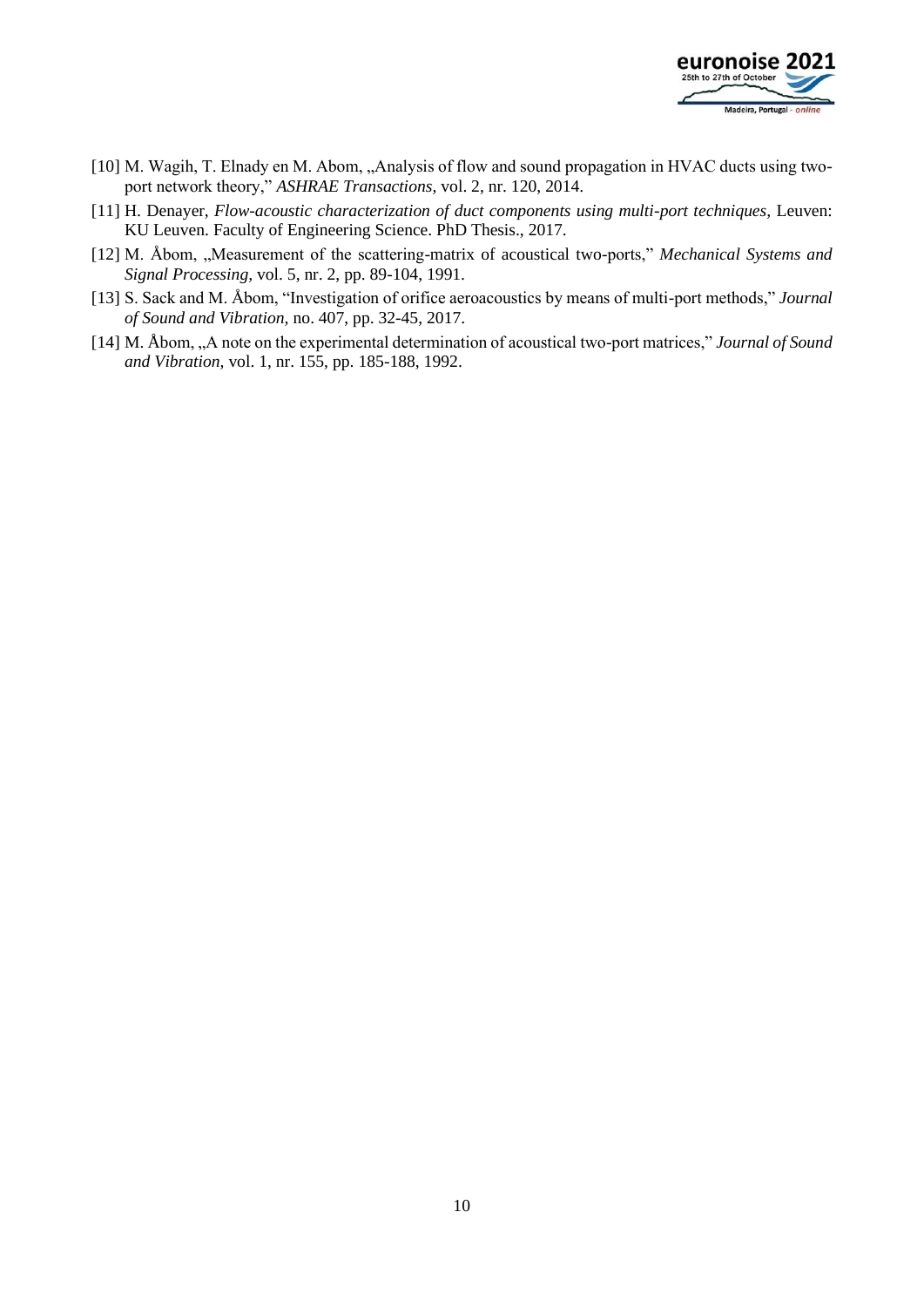[10] M. Wagih, T. Elnady en M. Abom, „Analysis of flow and sound propagation in HVAC ducts using two-port network theory," *ASHRAE Transactions,* vol. 2, nr. 120, 2014.

[11] H. Denayer, *Flow-acoustic characterization of duct components using multi-port techniques,* Leuven: KU Leuven. Faculty of Engineering Science. PhD Thesis., 2017.

[12] M. Åbom, „Measurement of the scattering-matrix of acoustical two-ports," *Mechanical Systems and Signal Processing,* vol. 5, nr. 2, pp. 89-104, 1991.

[13] S. Sack and M. Åbom, "Investigation of orifice aeroacoustics by means of multi-port methods," *Journal of Sound and Vibration,* no. 407, pp. 32-45, 2017.

[14] M. Åbom, „A note on the experimental determination of acoustical two-port matrices," *Journal of Sound and Vibration,* vol. 1, nr. 155, pp. 185-188, 1992.